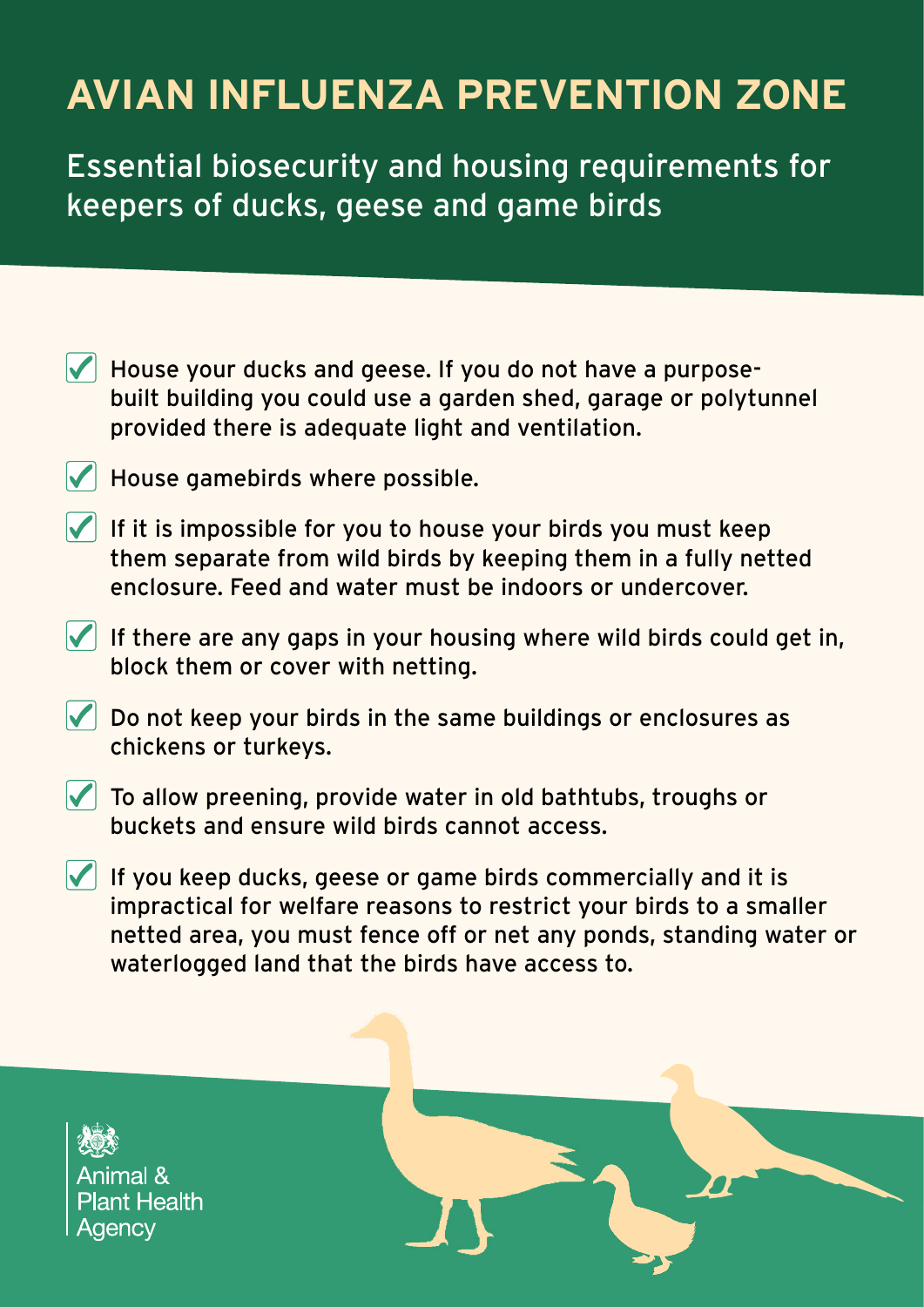# AVIAN INFLUENZA PREVENTION ZONE

## Essential biosecurity and housing requirements for keepers of ducks, geese and game birds

- ✓ House your ducks and geese. If you do not have a purpose-built building you could use a garden shed, garage or polytunnel provided there is adequate light and ventilation.
- ✓ House gamebirds where possible.
- ✓ If it is impossible for you to house your birds you must keep them separate from wild birds by keeping them in a fully netted enclosure. Feed and water must be indoors or undercover.
- ✓ If there are any gaps in your housing where wild birds could get in, block them or cover with netting.
- ✓ Do not keep your birds in the same buildings or enclosures as chickens or turkeys.
- ✓ To allow preening, provide water in old bathtubs, troughs or buckets and ensure wild birds cannot access.
- ✓ If you keep ducks, geese or game birds commercially and it is impractical for welfare reasons to restrict your birds to a smaller netted area, you must fence off or net any ponds, standing water or waterlogged land that the birds have access to.

Animal & Plant Health Agency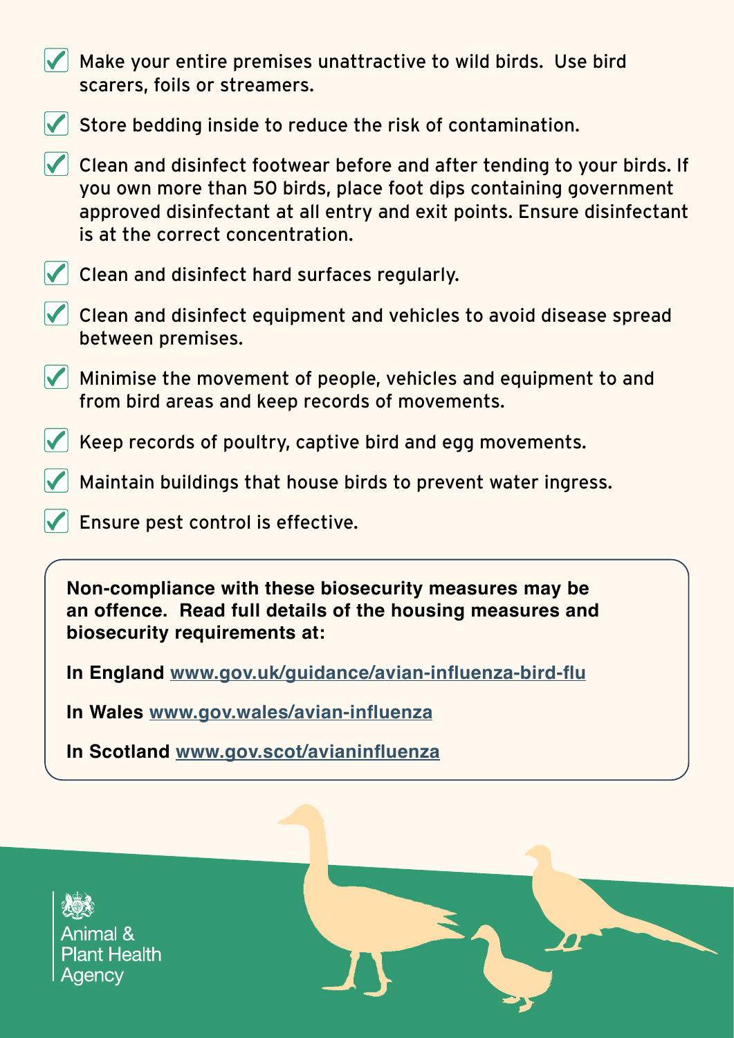- ☑ Make your entire premises unattractive to wild birds. Use bird scarers, foils or streamers.
- ☑ Store bedding inside to reduce the risk of contamination.
- ☑ Clean and disinfect footwear before and after tending to your birds. If you own more than 50 birds, place foot dips containing government approved disinfectant at all entry and exit points. Ensure disinfectant is at the correct concentration.
- ☑ Clean and disinfect hard surfaces regularly.
- ☑ Clean and disinfect equipment and vehicles to avoid disease spread between premises.
- ☑ Minimise the movement of people, vehicles and equipment to and from bird areas and keep records of movements.
- ☑ Keep records of poultry, captive bird and egg movements.
- ☑ Maintain buildings that house birds to prevent water ingress.
- ☑ Ensure pest control is effective.

**Non-compliance with these biosecurity measures may be an offence. Read full details of the housing measures and biosecurity requirements at:**

**In England** [www.gov.uk/guidance/avian-influenza-bird-flu](www.gov.uk/guidance/avian-influenza-bird-flu)

**In Wales** [www.gov.wales/avian-influenza](www.gov.wales/avian-influenza)

**In Scotland** [www.gov.scot/avianinfluenza](www.gov.scot/avianinfluenza)

Animal & Plant Health Agency